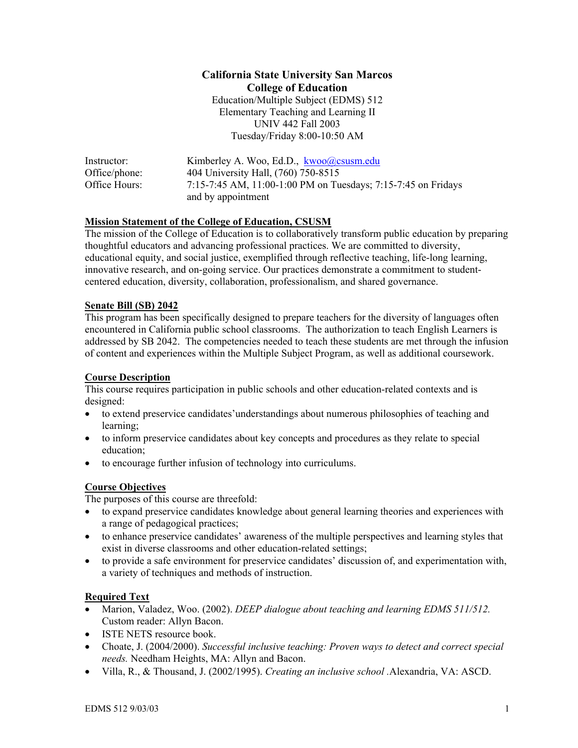**California State University San Marcos**
**College of Education**
Education/Multiple Subject (EDMS) 512
Elementary Teaching and Learning II
UNIV 442 Fall 2003
Tuesday/Friday 8:00-10:50 AM

| | |
|---|---|
| Instructor: | Kimberley A. Woo, Ed.D., kwoo@csusm.edu |
| Office/phone: | 404 University Hall, (760) 750-8515 |
| Office Hours: | 7:15-7:45 AM, 11:00-1:00 PM on Tuesdays; 7:15-7:45 on Fridays and by appointment |

## Mission Statement of the College of Education, CSUSM

The mission of the College of Education is to collaboratively transform public education by preparing thoughtful educators and advancing professional practices. We are committed to diversity, educational equity, and social justice, exemplified through reflective teaching, life-long learning, innovative research, and on-going service. Our practices demonstrate a commitment to student-centered education, diversity, collaboration, professionalism, and shared governance.

## Senate Bill (SB) 2042

This program has been specifically designed to prepare teachers for the diversity of languages often encountered in California public school classrooms. The authorization to teach English Learners is addressed by SB 2042. The competencies needed to teach these students are met through the infusion of content and experiences within the Multiple Subject Program, as well as additional coursework.

## Course Description

This course requires participation in public schools and other education-related contexts and is designed:

- to extend preservice candidates'understandings about numerous philosophies of teaching and learning;
- to inform preservice candidates about key concepts and procedures as they relate to special education;
- to encourage further infusion of technology into curriculums.

## Course Objectives

The purposes of this course are threefold:

- to expand preservice candidates knowledge about general learning theories and experiences with a range of pedagogical practices;
- to enhance preservice candidates' awareness of the multiple perspectives and learning styles that exist in diverse classrooms and other education-related settings;
- to provide a safe environment for preservice candidates' discussion of, and experimentation with, a variety of techniques and methods of instruction.

## Required Text

- Marion, Valadez, Woo. (2002). *DEEP dialogue about teaching and learning EDMS 511/512.* Custom reader: Allyn Bacon.
- ISTE NETS resource book.
- Choate, J. (2004/2000). *Successful inclusive teaching: Proven ways to detect and correct special needs.* Needham Heights, MA: Allyn and Bacon.
- Villa, R., & Thousand, J. (2002/1995). *Creating an inclusive school* .Alexandria, VA: ASCD.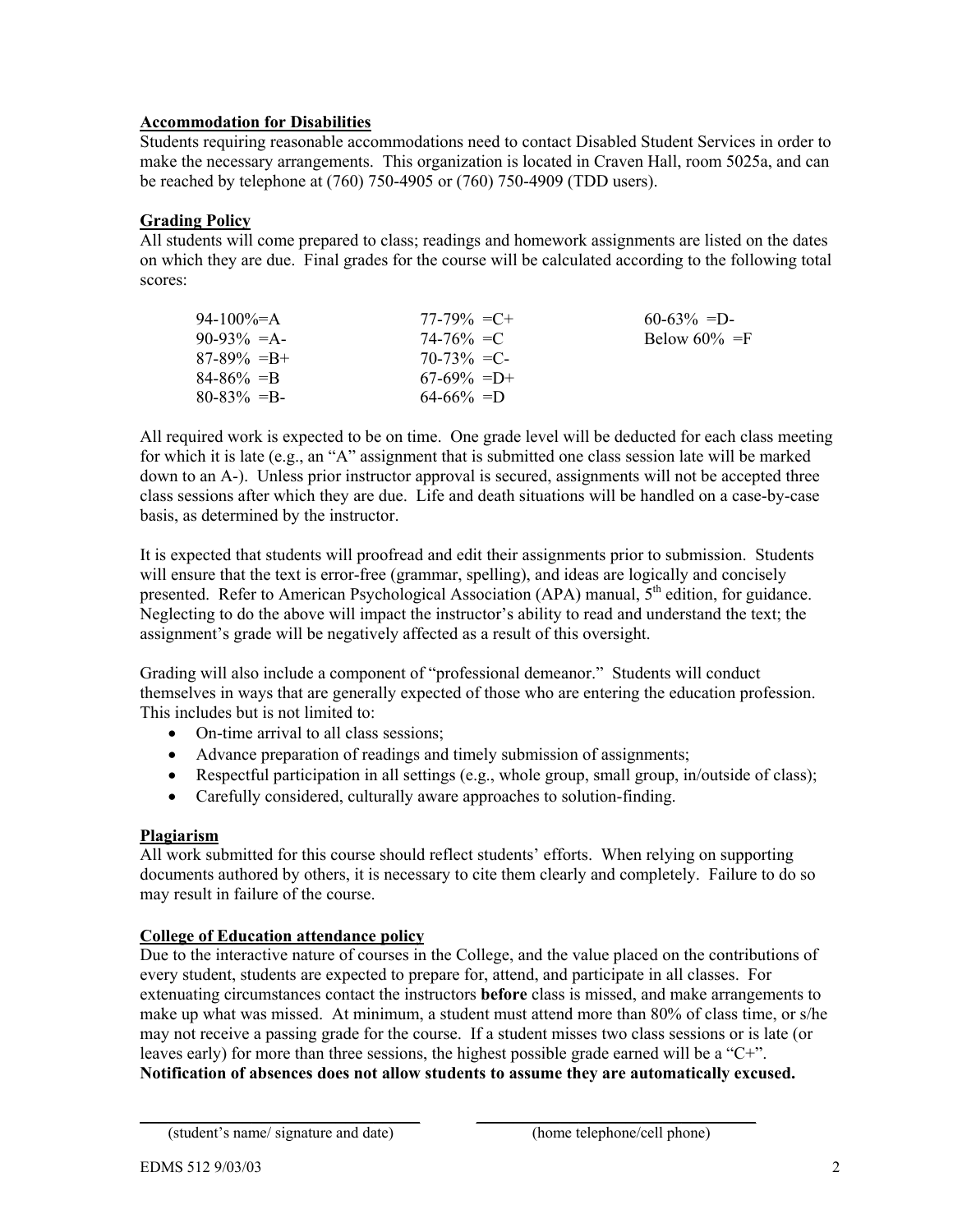### Accommodation for Disabilities

Students requiring reasonable accommodations need to contact Disabled Student Services in order to make the necessary arrangements. This organization is located in Craven Hall, room 5025a, and can be reached by telephone at (760) 750-4905 or (760) 750-4909 (TDD users).

### Grading Policy

All students will come prepared to class; readings and homework assignments are listed on the dates on which they are due. Final grades for the course will be calculated according to the following total scores:

| | | |
|---|---|---|
| 94-100%=A | 77-79% =C+ | 60-63% =D- |
| 90-93% =A- | 74-76% =C | Below 60% =F |
| 87-89% =B+ | 70-73% =C- | |
| 84-86% =B | 67-69% =D+ | |
| 80-83% =B- | 64-66% =D | |

All required work is expected to be on time. One grade level will be deducted for each class meeting for which it is late (e.g., an "A" assignment that is submitted one class session late will be marked down to an A-). Unless prior instructor approval is secured, assignments will not be accepted three class sessions after which they are due. Life and death situations will be handled on a case-by-case basis, as determined by the instructor.

It is expected that students will proofread and edit their assignments prior to submission. Students will ensure that the text is error-free (grammar, spelling), and ideas are logically and concisely presented. Refer to American Psychological Association (APA) manual, 5th edition, for guidance. Neglecting to do the above will impact the instructor's ability to read and understand the text; the assignment's grade will be negatively affected as a result of this oversight.

Grading will also include a component of "professional demeanor." Students will conduct themselves in ways that are generally expected of those who are entering the education profession. This includes but is not limited to:

- On-time arrival to all class sessions;
- Advance preparation of readings and timely submission of assignments;
- Respectful participation in all settings (e.g., whole group, small group, in/outside of class);
- Carefully considered, culturally aware approaches to solution-finding.

### Plagiarism

All work submitted for this course should reflect students' efforts. When relying on supporting documents authored by others, it is necessary to cite them clearly and completely. Failure to do so may result in failure of the course.

### College of Education attendance policy

Due to the interactive nature of courses in the College, and the value placed on the contributions of every student, students are expected to prepare for, attend, and participate in all classes. For extenuating circumstances contact the instructors **before** class is missed, and make arrangements to make up what was missed. At minimum, a student must attend more than 80% of class time, or s/he may not receive a passing grade for the course. If a student misses two class sessions or is late (or leaves early) for more than three sessions, the highest possible grade earned will be a "C+". **Notification of absences does not allow students to assume they are automatically excused.**

\_\_\_\_\_\_\_\_\_\_\_\_\_\_\_\_\_\_\_\_\_\_\_\_\_\_\_\_\_\_ \_\_\_\_\_\_\_\_\_\_\_\_\_\_\_\_\_\_\_\_\_\_\_\_\_\_\_\_\_\_

(student's name/ signature and date) (home telephone/cell phone)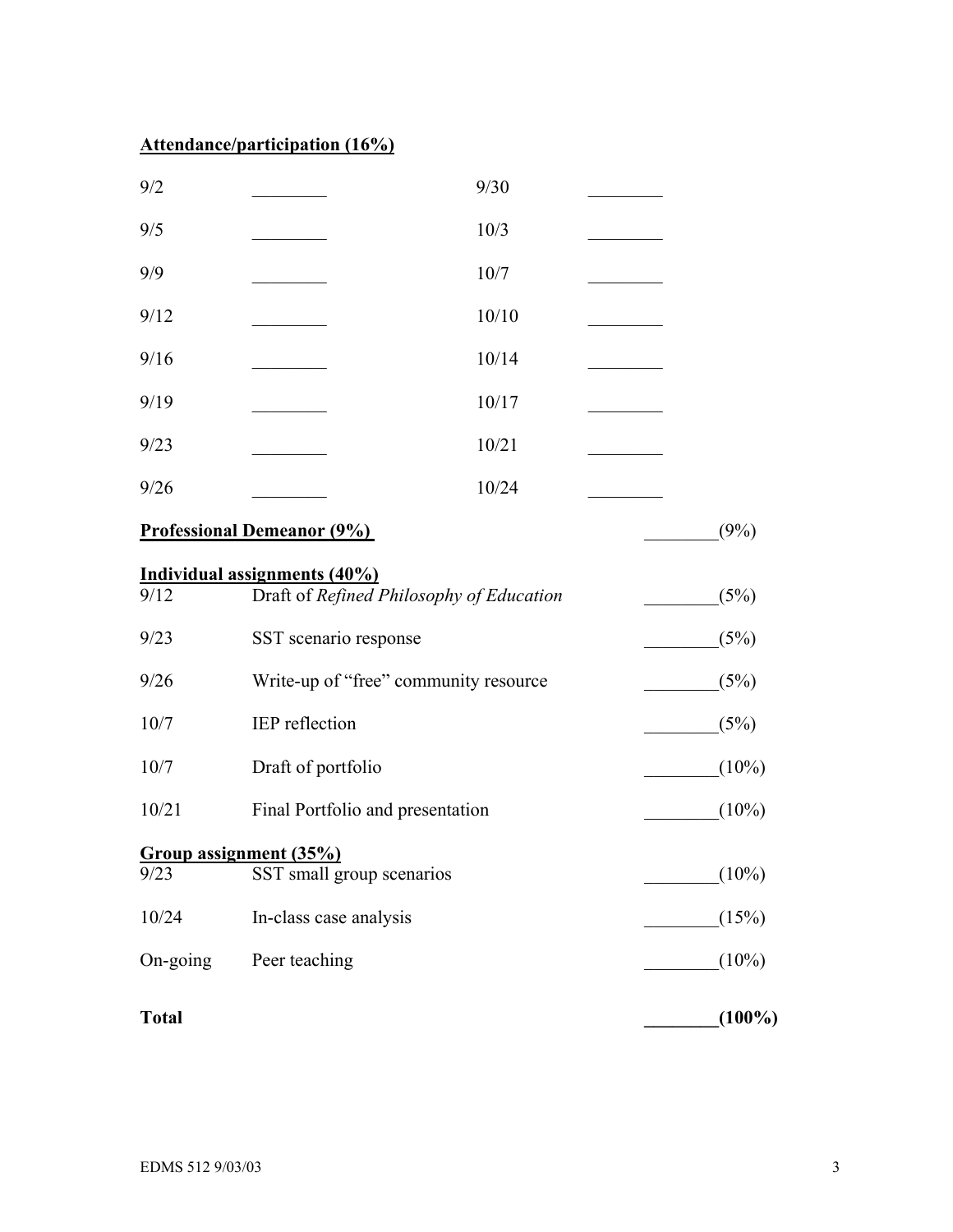**Attendance/participation (16%)**

| | | | |
|---|---|---|---|
| 9/2 | ________ | 9/30 | ________ |
| 9/5 | ________ | 10/3 | ________ |
| 9/9 | ________ | 10/7 | ________ |
| 9/12 | ________ | 10/10 | ________ |
| 9/16 | ________ | 10/14 | ________ |
| 9/19 | ________ | 10/17 | ________ |
| 9/23 | ________ | 10/21 | ________ |
| 9/26 | ________ | 10/24 | ________ |

**Professional Demeanor (9%)** ________(9%)

**Individual assignments (40%)**

| | | |
|---|---|---|
| 9/12 | Draft of *Refined Philosophy of Education* | ________(5%) |
| 9/23 | SST scenario response | ________(5%) |
| 9/26 | Write-up of "free" community resource | ________(5%) |
| 10/7 | IEP reflection | ________(5%) |
| 10/7 | Draft of portfolio | ________(10%) |
| 10/21 | Final Portfolio and presentation | ________(10%) |

**Group assignment (35%)**

| | | |
|---|---|---|
| 9/23 | SST small group scenarios | ________(10%) |
| 10/24 | In-class case analysis | ________(15%) |
| On-going | Peer teaching | ________(10%) |

**Total** **________(100%)**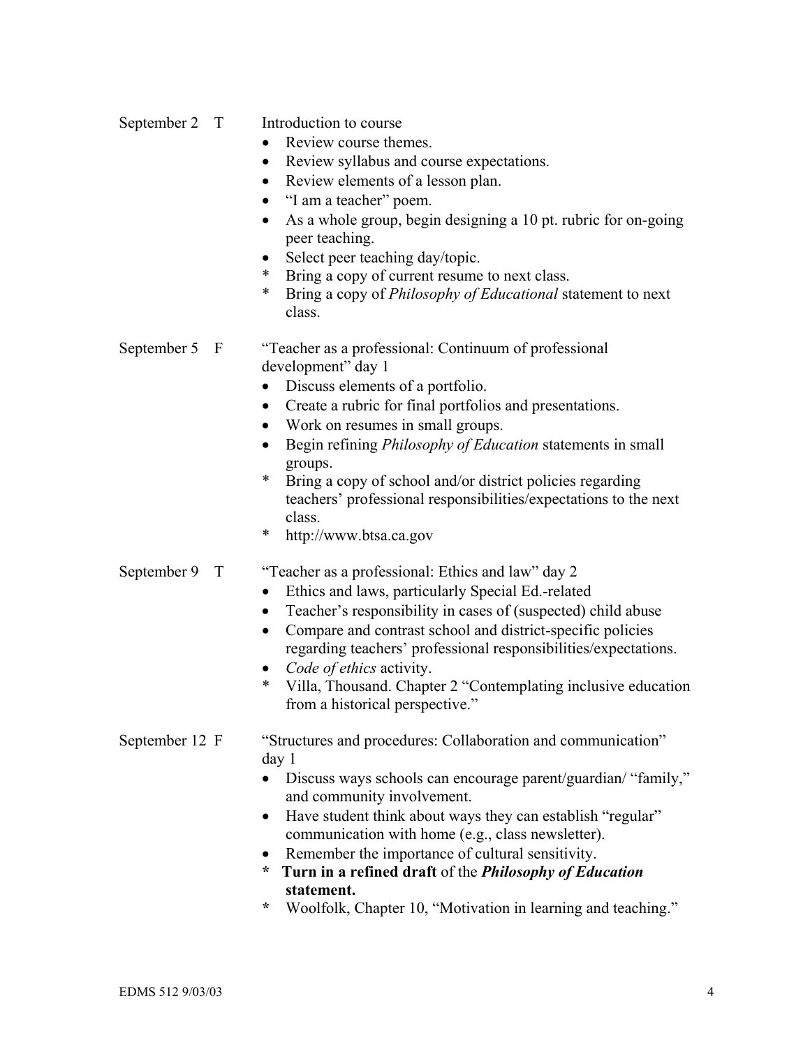September 2 T — Introduction to course

- Review course themes.
- Review syllabus and course expectations.
- Review elements of a lesson plan.
- "I am a teacher" poem.
- As a whole group, begin designing a 10 pt. rubric for on-going peer teaching.
- Select peer teaching day/topic.

\* Bring a copy of current resume to next class.
\* Bring a copy of *Philosophy of Educational* statement to next class.

September 5 F — "Teacher as a professional: Continuum of professional development" day 1

- Discuss elements of a portfolio.
- Create a rubric for final portfolios and presentations.
- Work on resumes in small groups.
- Begin refining *Philosophy of Education* statements in small groups.

\* Bring a copy of school and/or district policies regarding teachers' professional responsibilities/expectations to the next class.
\* http://www.btsa.ca.gov

September 9 T — "Teacher as a professional: Ethics and law" day 2

- Ethics and laws, particularly Special Ed.-related
- Teacher's responsibility in cases of (suspected) child abuse
- Compare and contrast school and district-specific policies regarding teachers' professional responsibilities/expectations.
- *Code of ethics* activity.

\* Villa, Thousand. Chapter 2 "Contemplating inclusive education from a historical perspective."

September 12 F — "Structures and procedures: Collaboration and communication" day 1

- Discuss ways schools can encourage parent/guardian/ "family," and community involvement.
- Have student think about ways they can establish "regular" communication with home (e.g., class newsletter).
- Remember the importance of cultural sensitivity.

**\* Turn in a refined draft** of the ***Philosophy of Education*** **statement.**
\* Woolfolk, Chapter 10, "Motivation in learning and teaching."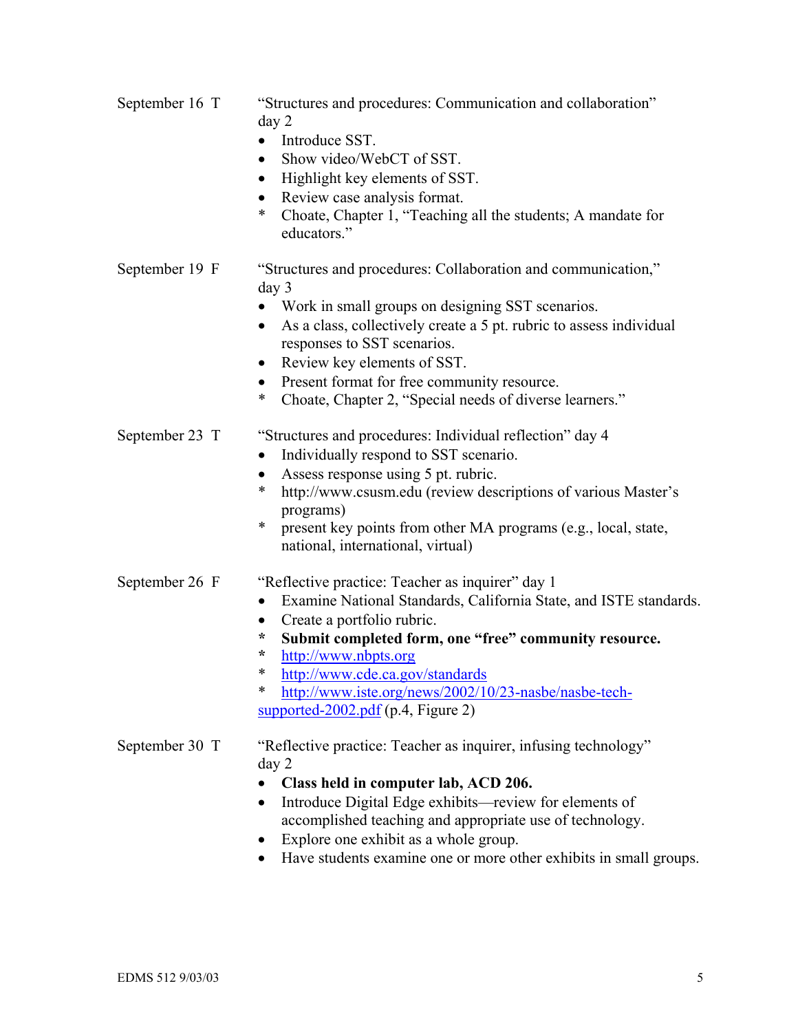**September 16 T**

"Structures and procedures: Communication and collaboration" day 2

- Introduce SST.
- Show video/WebCT of SST.
- Highlight key elements of SST.
- Review case analysis format.

\* Choate, Chapter 1, "Teaching all the students; A mandate for educators."

**September 19 F**

"Structures and procedures: Collaboration and communication," day 3

- Work in small groups on designing SST scenarios.
- As a class, collectively create a 5 pt. rubric to assess individual responses to SST scenarios.
- Review key elements of SST.
- Present format for free community resource.

\* Choate, Chapter 2, "Special needs of diverse learners."

**September 23 T**

"Structures and procedures: Individual reflection" day 4

- Individually respond to SST scenario.
- Assess response using 5 pt. rubric.

\* http://www.csusm.edu (review descriptions of various Master's programs)

\* present key points from other MA programs (e.g., local, state, national, international, virtual)

**September 26 F**

"Reflective practice: Teacher as inquirer" day 1

- Examine National Standards, California State, and ISTE standards.
- Create a portfolio rubric.

\* **Submit completed form, one "free" community resource.**

\* http://www.nbpts.org

\* http://www.cde.ca.gov/standards

\* http://www.iste.org/news/2002/10/23-nasbe/nasbe-tech-supported-2002.pdf (p.4, Figure 2)

**September 30 T**

"Reflective practice: Teacher as inquirer, infusing technology" day 2

- **Class held in computer lab, ACD 206.**
- Introduce Digital Edge exhibits—review for elements of accomplished teaching and appropriate use of technology.
- Explore one exhibit as a whole group.
- Have students examine one or more other exhibits in small groups.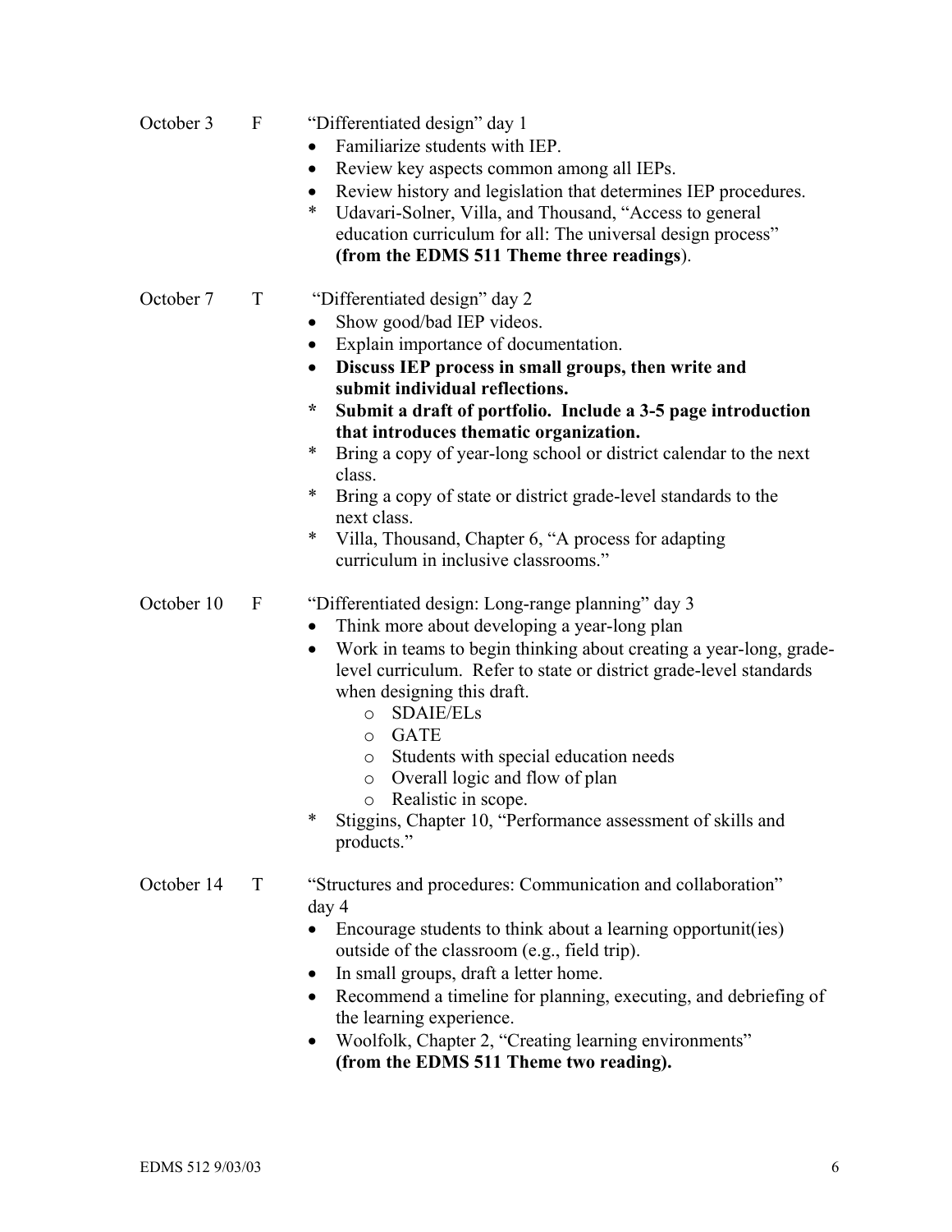October 3 F "Differentiated design" day 1

- Familiarize students with IEP.
- Review key aspects common among all IEPs.
- Review history and legislation that determines IEP procedures.
- \* Udavari-Solner, Villa, and Thousand, "Access to general education curriculum for all: The universal design process" **(from the EDMS 511 Theme three readings)**.

October 7 T "Differentiated design" day 2

- Show good/bad IEP videos.
- Explain importance of documentation.
- **Discuss IEP process in small groups, then write and submit individual reflections.**
- \* **Submit a draft of portfolio. Include a 3-5 page introduction that introduces thematic organization.**
- \* Bring a copy of year-long school or district calendar to the next class.
- \* Bring a copy of state or district grade-level standards to the next class.
- \* Villa, Thousand, Chapter 6, "A process for adapting curriculum in inclusive classrooms."

October 10 F "Differentiated design: Long-range planning" day 3

- Think more about developing a year-long plan
- Work in teams to begin thinking about creating a year-long, grade-level curriculum. Refer to state or district grade-level standards when designing this draft.
  - SDAIE/ELs
  - GATE
  - Students with special education needs
  - Overall logic and flow of plan
  - Realistic in scope.
- \* Stiggins, Chapter 10, "Performance assessment of skills and products."

October 14 T "Structures and procedures: Communication and collaboration" day 4

- Encourage students to think about a learning opportunit(ies) outside of the classroom (e.g., field trip).
- In small groups, draft a letter home.
- Recommend a timeline for planning, executing, and debriefing of the learning experience.
- Woolfolk, Chapter 2, "Creating learning environments" **(from the EDMS 511 Theme two reading).**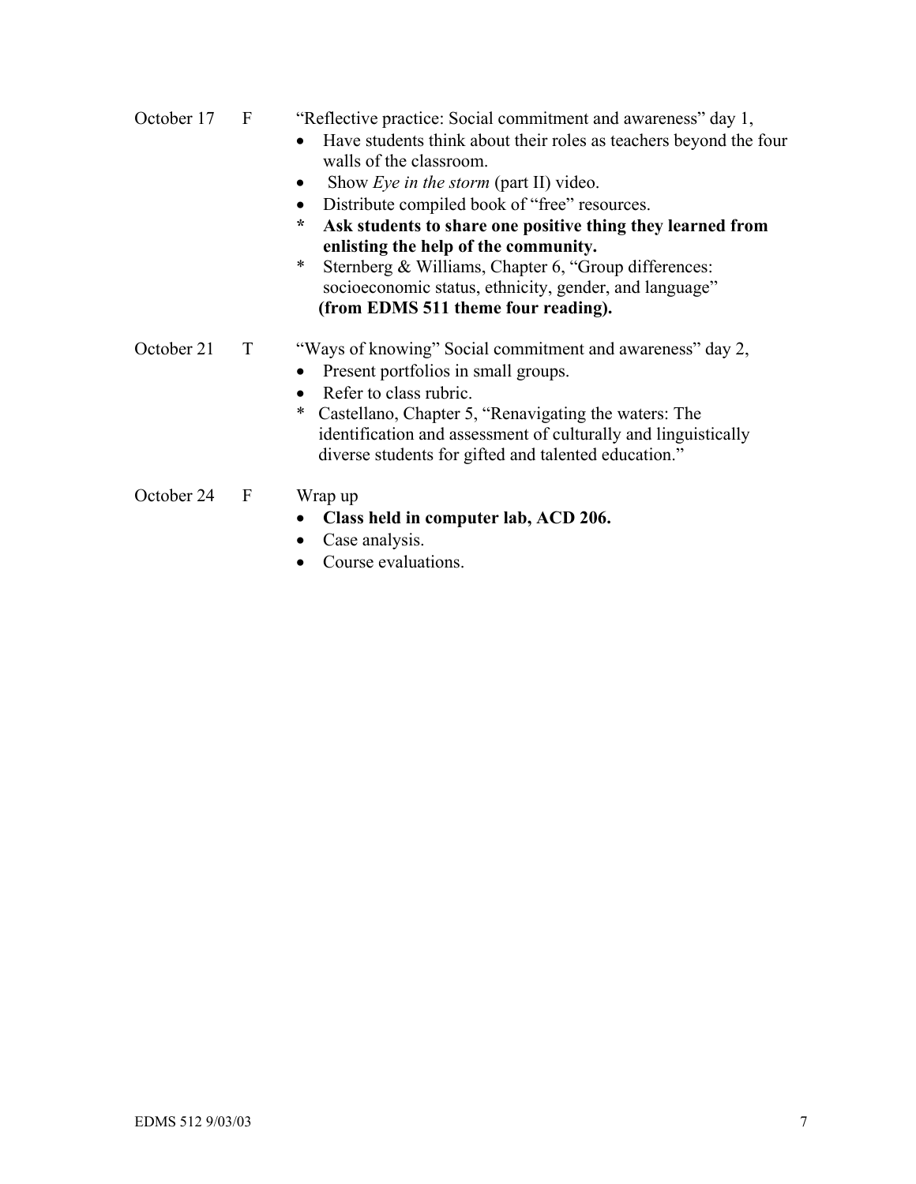October 17 F "Reflective practice: Social commitment and awareness" day 1,

- Have students think about their roles as teachers beyond the four walls of the classroom.
- Show *Eye in the storm* (part II) video.
- Distribute compiled book of "free" resources.

\* **Ask students to share one positive thing they learned from enlisting the help of the community.**

\* Sternberg & Williams, Chapter 6, "Group differences: socioeconomic status, ethnicity, gender, and language" **(from EDMS 511 theme four reading).**

October 21 T "Ways of knowing" Social commitment and awareness" day 2,

- Present portfolios in small groups.
- Refer to class rubric.

\* Castellano, Chapter 5, "Renavigating the waters: The identification and assessment of culturally and linguistically diverse students for gifted and talented education."

October 24 F Wrap up

- **Class held in computer lab, ACD 206.**
- Case analysis.
- Course evaluations.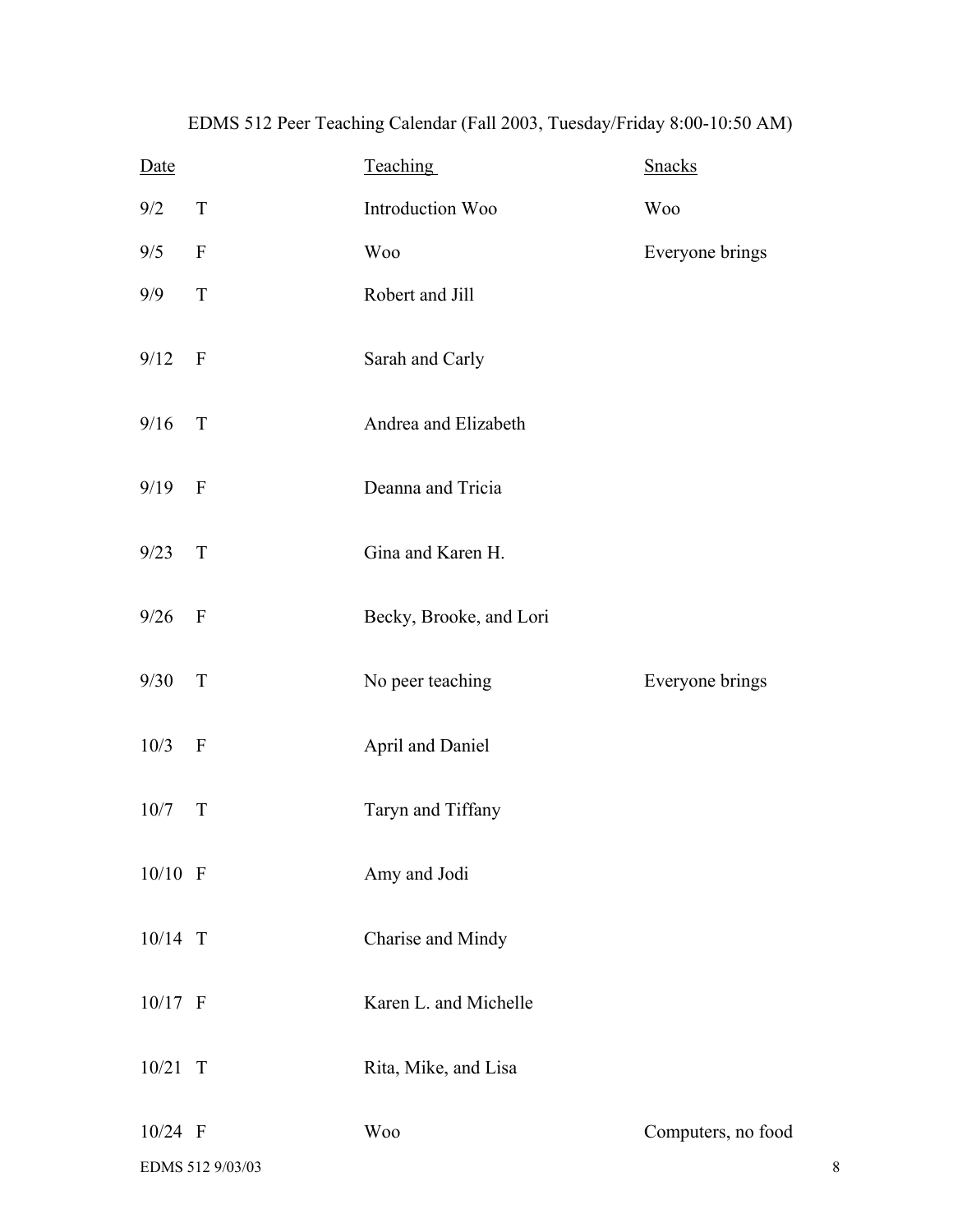EDMS 512 Peer Teaching Calendar (Fall 2003, Tuesday/Friday 8:00-10:50 AM)

| Date | | Teaching | Snacks |
|---|---|---|---|
| 9/2 | T | Introduction Woo | Woo |
| 9/5 | F | Woo | Everyone brings |
| 9/9 | T | Robert and Jill | |
| 9/12 | F | Sarah and Carly | |
| 9/16 | T | Andrea and Elizabeth | |
| 9/19 | F | Deanna and Tricia | |
| 9/23 | T | Gina and Karen H. | |
| 9/26 | F | Becky, Brooke, and Lori | |
| 9/30 | T | No peer teaching | Everyone brings |
| 10/3 | F | April and Daniel | |
| 10/7 | T | Taryn and Tiffany | |
| 10/10 | F | Amy and Jodi | |
| 10/14 | T | Charise and Mindy | |
| 10/17 | F | Karen L. and Michelle | |
| 10/21 | T | Rita, Mike, and Lisa | |
| 10/24 | F | Woo | Computers, no food |